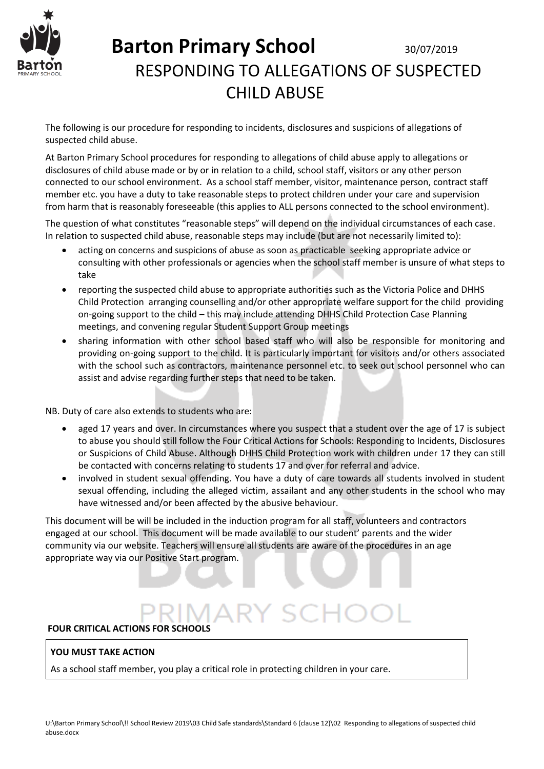# Barton Primary School

30/07/2019

## RESPONDING TO ALLEGATIONS OF SUSPECTED CHILD ABUSE

The following is our procedure for responding to incidents, disclosures and suspicions of allegations of suspected child abuse.

At Barton Primary School procedures for responding to allegations of child abuse apply to allegations or disclosures of child abuse made or by or in relation to a child, school staff, visitors or any other person connected to our school environment. As a school staff member, visitor, maintenance person, contract staff member etc. you have a duty to take reasonable steps to protect children under your care and supervision from harm that is reasonably foreseeable (this applies to ALL persons connected to the school environment).

The question of what constitutes "reasonable steps" will depend on the individual circumstances of each case. In relation to suspected child abuse, reasonable steps may include (but are not necessarily limited to):

- acting on concerns and suspicions of abuse as soon as practicable seeking appropriate advice or consulting with other professionals or agencies when the school staff member is unsure of what steps to take
- reporting the suspected child abuse to appropriate authorities such as the Victoria Police and DHHS Child Protection arranging counselling and/or other appropriate welfare support for the child providing on-going support to the child – this may include attending DHHS Child Protection Case Planning meetings, and convening regular Student Support Group meetings
- sharing information with other school based staff who will also be responsible for monitoring and providing on-going support to the child. It is particularly important for visitors and/or others associated with the school such as contractors, maintenance personnel etc. to seek out school personnel who can assist and advise regarding further steps that need to be taken.

NB. Duty of care also extends to students who are:

- aged 17 years and over. In circumstances where you suspect that a student over the age of 17 is subject to abuse you should still follow the Four Critical Actions for Schools: Responding to Incidents, Disclosures or Suspicions of Child Abuse. Although DHHS Child Protection work with children under 17 they can still be contacted with concerns relating to students 17 and over for referral and advice.
- involved in student sexual offending. You have a duty of care towards all students involved in student sexual offending, including the alleged victim, assailant and any other students in the school who may have witnessed and/or been affected by the abusive behaviour.

This document will be will be included in the induction program for all staff, volunteers and contractors engaged at our school. This document will be made available to our student' parents and the wider community via our website. Teachers will ensure all students are aware of the procedures in an age appropriate way via our Positive Start program.

### FOUR CRITICAL ACTIONS FOR SCHOOLS

**YOU MUST TAKE ACTION**

As a school staff member, you play a critical role in protecting children in your care.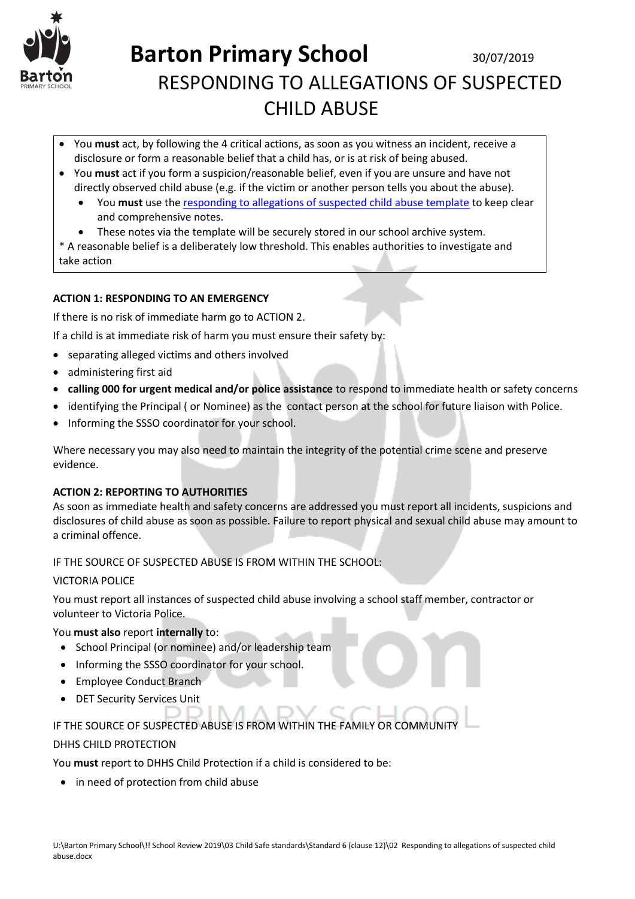# Barton Primary School

30/07/2019

## RESPONDING TO ALLEGATIONS OF SUSPECTED CHILD ABUSE

- You **must** act, by following the 4 critical actions, as soon as you witness an incident, receive a disclosure or form a reasonable belief that a child has, or is at risk of being abused.
- You **must** act if you form a suspicion/reasonable belief, even if you are unsure and have not directly observed child abuse (e.g. if the victim or another person tells you about the abuse).
  - You **must** use the responding to allegations of suspected child abuse template to keep clear and comprehensive notes.
  - These notes via the template will be securely stored in our school archive system.

* A reasonable belief is a deliberately low threshold. This enables authorities to investigate and take action

**ACTION 1: RESPONDING TO AN EMERGENCY**

If there is no risk of immediate harm go to ACTION 2.

If a child is at immediate risk of harm you must ensure their safety by:

- separating alleged victims and others involved
- administering first aid
- **calling 000 for urgent medical and/or police assistance** to respond to immediate health or safety concerns
- identifying the Principal ( or Nominee) as the contact person at the school for future liaison with Police.
- Informing the SSSO coordinator for your school.

Where necessary you may also need to maintain the integrity of the potential crime scene and preserve evidence.

**ACTION 2: REPORTING TO AUTHORITIES**

As soon as immediate health and safety concerns are addressed you must report all incidents, suspicions and disclosures of child abuse as soon as possible. Failure to report physical and sexual child abuse may amount to a criminal offence.

IF THE SOURCE OF SUSPECTED ABUSE IS FROM WITHIN THE SCHOOL:

VICTORIA POLICE

You must report all instances of suspected child abuse involving a school staff member, contractor or volunteer to Victoria Police.

You **must also** report **internally** to:

- School Principal (or nominee) and/or leadership team
- Informing the SSSO coordinator for your school.
- Employee Conduct Branch
- DET Security Services Unit

IF THE SOURCE OF SUSPECTED ABUSE IS FROM WITHIN THE FAMILY OR COMMUNITY

DHHS CHILD PROTECTION

You **must** report to DHHS Child Protection if a child is considered to be:

- in need of protection from child abuse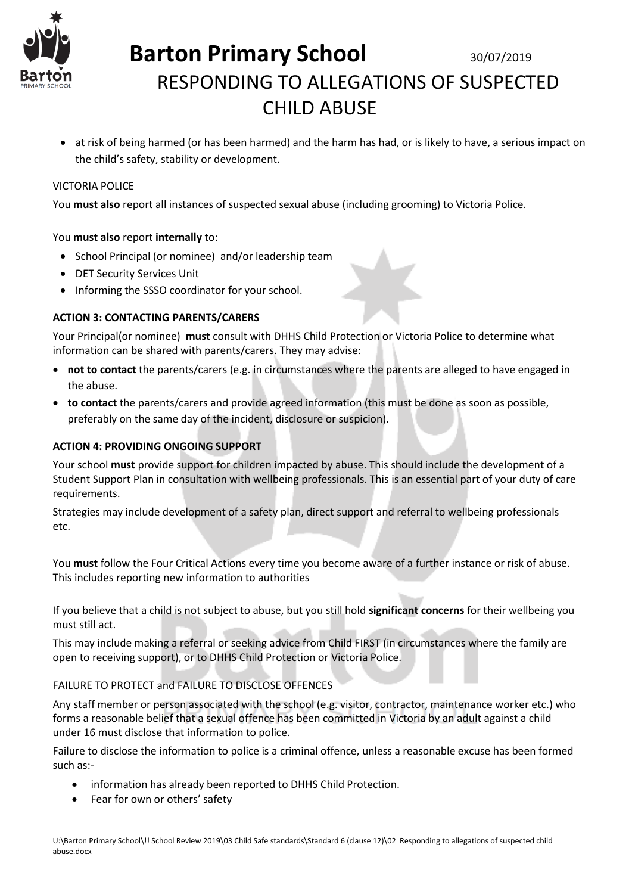- at risk of being harmed (or has been harmed) and the harm has had, or is likely to have, a serious impact on the child's safety, stability or development.

VICTORIA POLICE

You **must also** report all instances of suspected sexual abuse (including grooming) to Victoria Police.

You **must also** report **internally** to:

- School Principal (or nominee) and/or leadership team
- DET Security Services Unit
- Informing the SSSO coordinator for your school.

**ACTION 3: CONTACTING PARENTS/CARERS**

Your Principal(or nominee) **must** consult with DHHS Child Protection or Victoria Police to determine what information can be shared with parents/carers. They may advise:

- **not to contact** the parents/carers (e.g. in circumstances where the parents are alleged to have engaged in the abuse.
- **to contact** the parents/carers and provide agreed information (this must be done as soon as possible, preferably on the same day of the incident, disclosure or suspicion).

**ACTION 4: PROVIDING ONGOING SUPPORT**

Your school **must** provide support for children impacted by abuse. This should include the development of a Student Support Plan in consultation with wellbeing professionals. This is an essential part of your duty of care requirements.

Strategies may include development of a safety plan, direct support and referral to wellbeing professionals etc.

You **must** follow the Four Critical Actions every time you become aware of a further instance or risk of abuse. This includes reporting new information to authorities

If you believe that a child is not subject to abuse, but you still hold **significant concerns** for their wellbeing you must still act.

This may include making a referral or seeking advice from Child FIRST (in circumstances where the family are open to receiving support), or to DHHS Child Protection or Victoria Police.

FAILURE TO PROTECT and FAILURE TO DISCLOSE OFFENCES

Any staff member or person associated with the school (e.g. visitor, contractor, maintenance worker etc.) who forms a reasonable belief that a sexual offence has been committed in Victoria by an adult against a child under 16 must disclose that information to police.

Failure to disclose the information to police is a criminal offence, unless a reasonable excuse has been formed such as:-

- information has already been reported to DHHS Child Protection.
- Fear for own or others' safety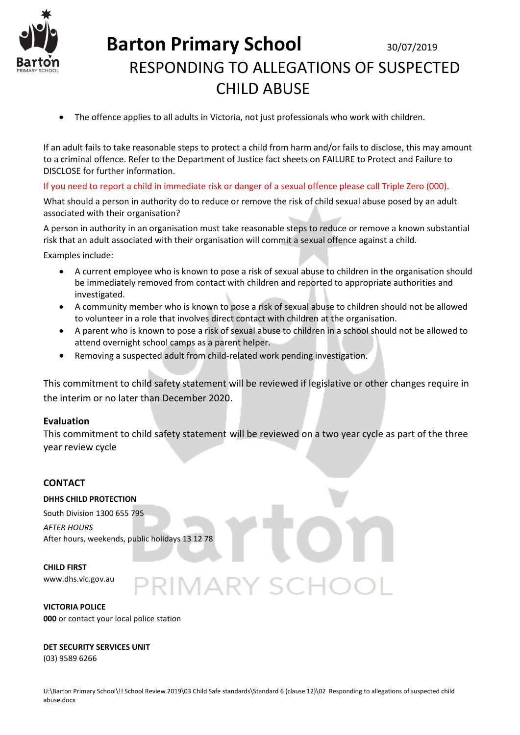- The offence applies to all adults in Victoria, not just professionals who work with children.

If an adult fails to take reasonable steps to protect a child from harm and/or fails to disclose, this may amount to a criminal offence. Refer to the Department of Justice fact sheets on FAILURE to Protect and Failure to DISCLOSE for further information.

If you need to report a child in immediate risk or danger of a sexual offence please call Triple Zero (000).

What should a person in authority do to reduce or remove the risk of child sexual abuse posed by an adult associated with their organisation?

A person in authority in an organisation must take reasonable steps to reduce or remove a known substantial risk that an adult associated with their organisation will commit a sexual offence against a child.

Examples include:

- A current employee who is known to pose a risk of sexual abuse to children in the organisation should be immediately removed from contact with children and reported to appropriate authorities and investigated.
- A community member who is known to pose a risk of sexual abuse to children should not be allowed to volunteer in a role that involves direct contact with children at the organisation.
- A parent who is known to pose a risk of sexual abuse to children in a school should not be allowed to attend overnight school camps as a parent helper.
- Removing a suspected adult from child-related work pending investigation.

This commitment to child safety statement will be reviewed if legislative or other changes require in the interim or no later than December 2020.

## Evaluation

This commitment to child safety statement will be reviewed on a two year cycle as part of the three year review cycle

## CONTACT

**DHHS CHILD PROTECTION**

South Division 1300 655 795

*AFTER HOURS*

After hours, weekends, public holidays 13 12 78

**CHILD FIRST**

www.dhs.vic.gov.au

**VICTORIA POLICE**

**000** or contact your local police station

**DET SECURITY SERVICES UNIT**

(03) 9589 6266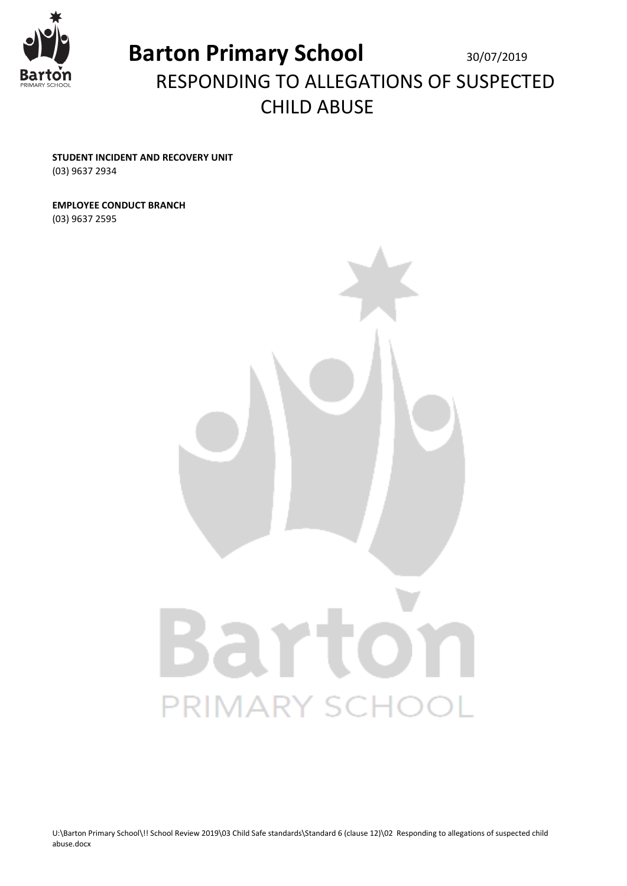**STUDENT INCIDENT AND RECOVERY UNIT**
(03) 9637 2934

**EMPLOYEE CONDUCT BRANCH**
(03) 9637 2595